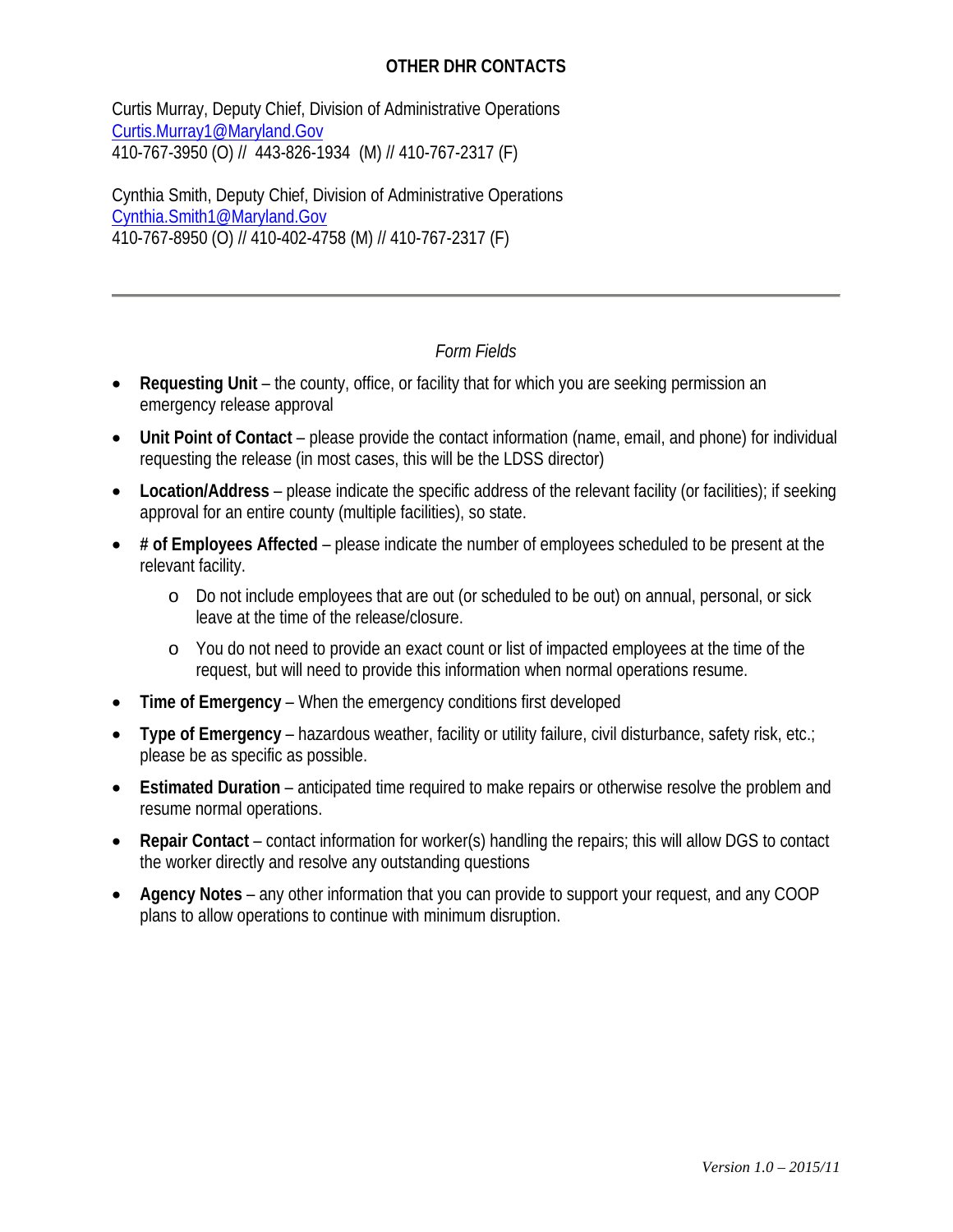## OTHER DHR CONTACTS

Curtis Murray, Deputy Chief, Division of Administrative Operations
[Curtis.Murray1@Maryland.Gov](mailto:Curtis.Murray1@Maryland.Gov)
410-767-3950 (O) // 443-826-1934 (M) // 410-767-2317 (F)

Cynthia Smith, Deputy Chief, Division of Administrative Operations
[Cynthia.Smith1@Maryland.Gov](mailto:Cynthia.Smith1@Maryland.Gov)
410-767-8950 (O) // 410-402-4758 (M) // 410-767-2317 (F)

---

*Form Fields*

- **Requesting Unit** – the county, office, or facility that for which you are seeking permission an emergency release approval
- **Unit Point of Contact** – please provide the contact information (name, email, and phone) for individual requesting the release (in most cases, this will be the LDSS director)
- **Location/Address** – please indicate the specific address of the relevant facility (or facilities); if seeking approval for an entire county (multiple facilities), so state.
- **# of Employees Affected** – please indicate the number of employees scheduled to be present at the relevant facility.
  - Do not include employees that are out (or scheduled to be out) on annual, personal, or sick leave at the time of the release/closure.
  - You do not need to provide an exact count or list of impacted employees at the time of the request, but will need to provide this information when normal operations resume.
- **Time of Emergency** – When the emergency conditions first developed
- **Type of Emergency** – hazardous weather, facility or utility failure, civil disturbance, safety risk, etc.; please be as specific as possible.
- **Estimated Duration** – anticipated time required to make repairs or otherwise resolve the problem and resume normal operations.
- **Repair Contact** – contact information for worker(s) handling the repairs; this will allow DGS to contact the worker directly and resolve any outstanding questions
- **Agency Notes** – any other information that you can provide to support your request, and any COOP plans to allow operations to continue with minimum disruption.

*Version 1.0 – 2015/11*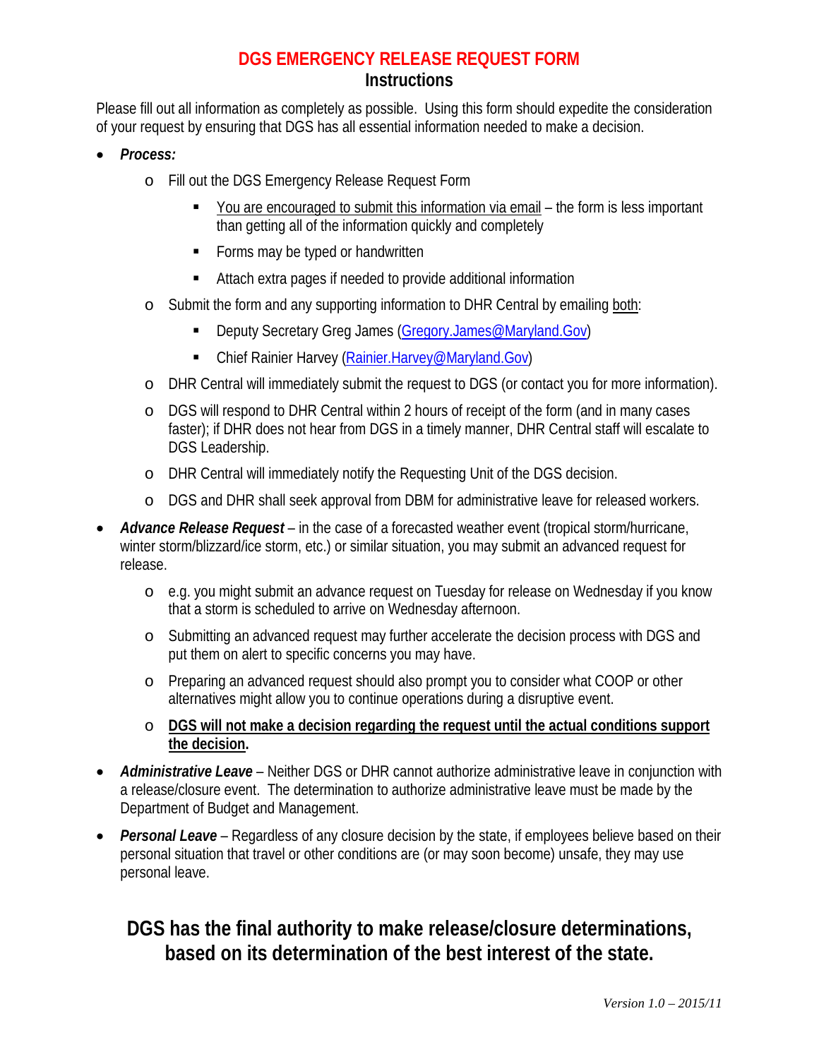# DGS EMERGENCY RELEASE REQUEST FORM

## Instructions

Please fill out all information as completely as possible. Using this form should expedite the consideration of your request by ensuring that DGS has all essential information needed to make a decision.

- ***Process:***
  - Fill out the DGS Emergency Release Request Form
    - You are encouraged to submit this information via email – the form is less important than getting all of the information quickly and completely
    - Forms may be typed or handwritten
    - Attach extra pages if needed to provide additional information
  - Submit the form and any supporting information to DHR Central by emailing both:
    - Deputy Secretary Greg James (Gregory.James@Maryland.Gov)
    - Chief Rainier Harvey (Rainier.Harvey@Maryland.Gov)
  - DHR Central will immediately submit the request to DGS (or contact you for more information).
  - DGS will respond to DHR Central within 2 hours of receipt of the form (and in many cases faster); if DHR does not hear from DGS in a timely manner, DHR Central staff will escalate to DGS Leadership.
  - DHR Central will immediately notify the Requesting Unit of the DGS decision.
  - DGS and DHR shall seek approval from DBM for administrative leave for released workers.
- ***Advance Release Request*** – in the case of a forecasted weather event (tropical storm/hurricane, winter storm/blizzard/ice storm, etc.) or similar situation, you may submit an advanced request for release.
  - e.g. you might submit an advance request on Tuesday for release on Wednesday if you know that a storm is scheduled to arrive on Wednesday afternoon.
  - Submitting an advanced request may further accelerate the decision process with DGS and put them on alert to specific concerns you may have.
  - Preparing an advanced request should also prompt you to consider what COOP or other alternatives might allow you to continue operations during a disruptive event.
  - **DGS will not make a decision regarding the request until the actual conditions support the decision.**
- ***Administrative Leave*** – Neither DGS or DHR cannot authorize administrative leave in conjunction with a release/closure event. The determination to authorize administrative leave must be made by the Department of Budget and Management.
- ***Personal Leave*** – Regardless of any closure decision by the state, if employees believe based on their personal situation that travel or other conditions are (or may soon become) unsafe, they may use personal leave.

**DGS has the final authority to make release/closure determinations, based on its determination of the best interest of the state.**

*Version 1.0 – 2015/11*